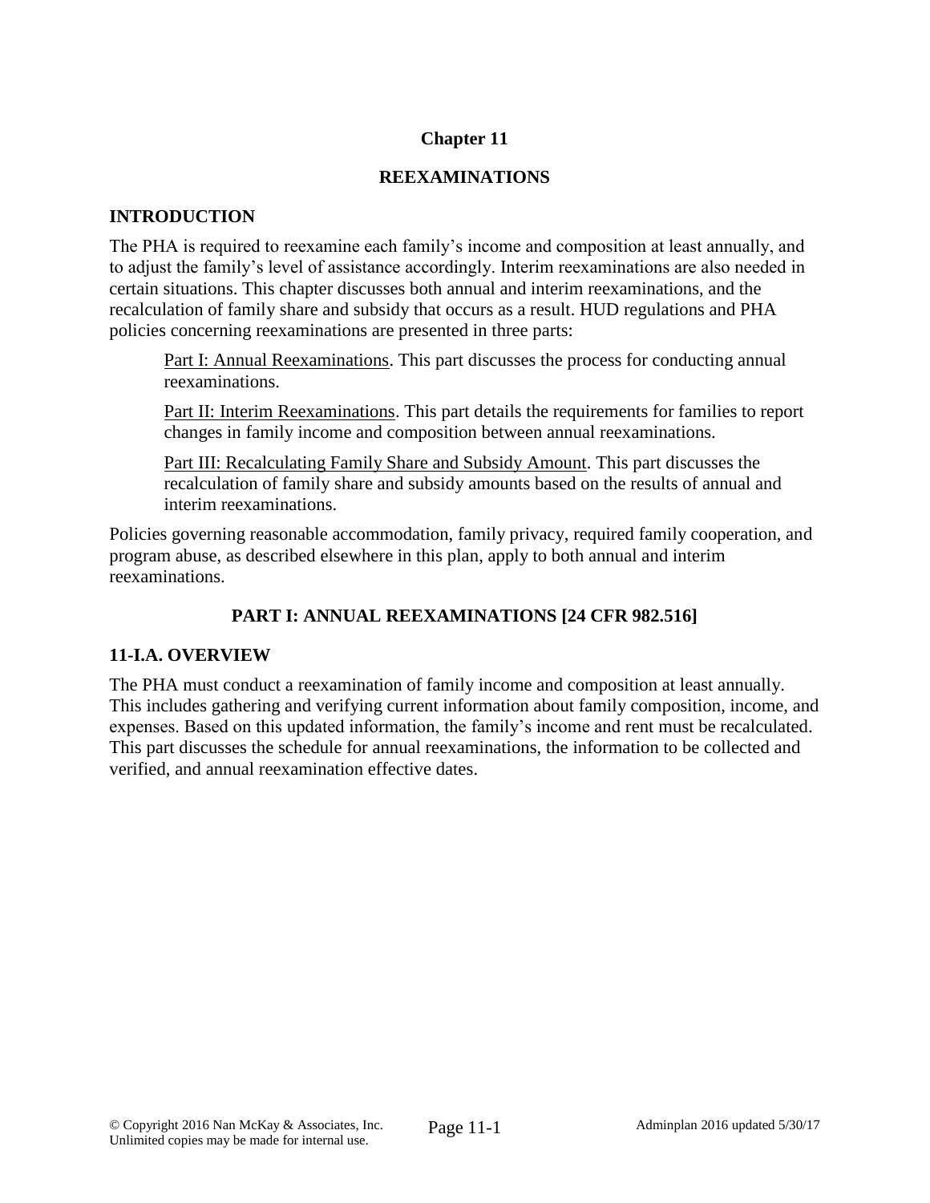# Chapter 11

## REEXAMINATIONS

### INTRODUCTION

The PHA is required to reexamine each family's income and composition at least annually, and to adjust the family's level of assistance accordingly. Interim reexaminations are also needed in certain situations. This chapter discusses both annual and interim reexaminations, and the recalculation of family share and subsidy that occurs as a result. HUD regulations and PHA policies concerning reexaminations are presented in three parts:

> Part I: Annual Reexaminations. This part discusses the process for conducting annual reexaminations.
>
> Part II: Interim Reexaminations. This part details the requirements for families to report changes in family income and composition between annual reexaminations.
>
> Part III: Recalculating Family Share and Subsidy Amount. This part discusses the recalculation of family share and subsidy amounts based on the results of annual and interim reexaminations.

Policies governing reasonable accommodation, family privacy, required family cooperation, and program abuse, as described elsewhere in this plan, apply to both annual and interim reexaminations.

## PART I: ANNUAL REEXAMINATIONS [24 CFR 982.516]

### 11-I.A. OVERVIEW

The PHA must conduct a reexamination of family income and composition at least annually. This includes gathering and verifying current information about family composition, income, and expenses. Based on this updated information, the family's income and rent must be recalculated. This part discusses the schedule for annual reexaminations, the information to be collected and verified, and annual reexamination effective dates.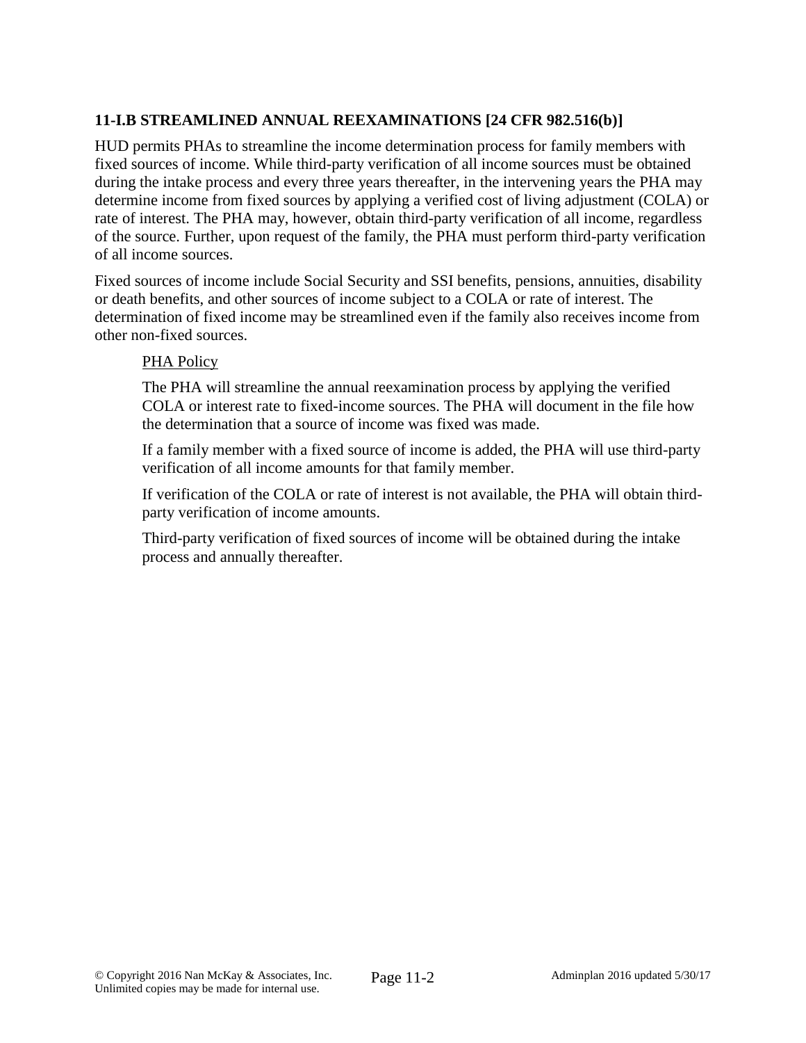## 11-I.B STREAMLINED ANNUAL REEXAMINATIONS [24 CFR 982.516(b)]

HUD permits PHAs to streamline the income determination process for family members with fixed sources of income. While third-party verification of all income sources must be obtained during the intake process and every three years thereafter, in the intervening years the PHA may determine income from fixed sources by applying a verified cost of living adjustment (COLA) or rate of interest. The PHA may, however, obtain third-party verification of all income, regardless of the source. Further, upon request of the family, the PHA must perform third-party verification of all income sources.

Fixed sources of income include Social Security and SSI benefits, pensions, annuities, disability or death benefits, and other sources of income subject to a COLA or rate of interest. The determination of fixed income may be streamlined even if the family also receives income from other non-fixed sources.

> PHA Policy
>
> The PHA will streamline the annual reexamination process by applying the verified COLA or interest rate to fixed-income sources. The PHA will document in the file how the determination that a source of income was fixed was made.
>
> If a family member with a fixed source of income is added, the PHA will use third-party verification of all income amounts for that family member.
>
> If verification of the COLA or rate of interest is not available, the PHA will obtain third-party verification of income amounts.
>
> Third-party verification of fixed sources of income will be obtained during the intake process and annually thereafter.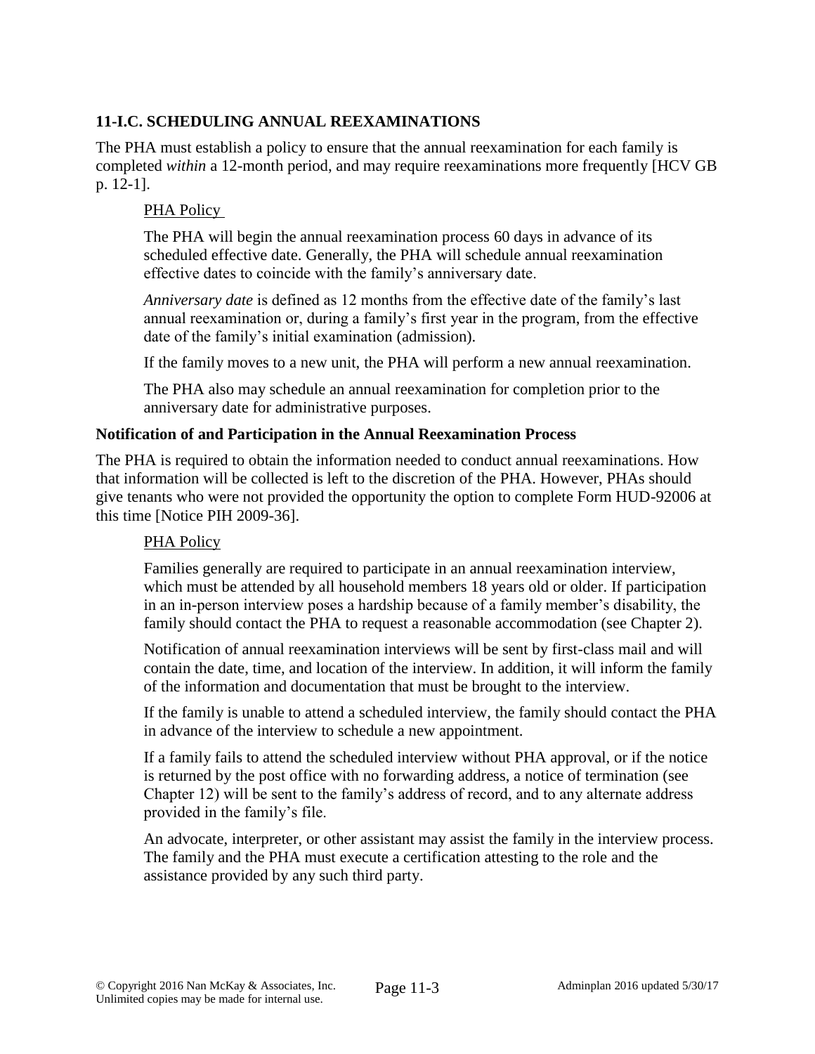## 11-I.C. SCHEDULING ANNUAL REEXAMINATIONS

The PHA must establish a policy to ensure that the annual reexamination for each family is completed *within* a 12-month period, and may require reexaminations more frequently [HCV GB p. 12-1].

<u>PHA Policy</u>

The PHA will begin the annual reexamination process 60 days in advance of its scheduled effective date. Generally, the PHA will schedule annual reexamination effective dates to coincide with the family's anniversary date.

*Anniversary date* is defined as 12 months from the effective date of the family's last annual reexamination or, during a family's first year in the program, from the effective date of the family's initial examination (admission).

If the family moves to a new unit, the PHA will perform a new annual reexamination.

The PHA also may schedule an annual reexamination for completion prior to the anniversary date for administrative purposes.

### Notification of and Participation in the Annual Reexamination Process

The PHA is required to obtain the information needed to conduct annual reexaminations. How that information will be collected is left to the discretion of the PHA. However, PHAs should give tenants who were not provided the opportunity the option to complete Form HUD-92006 at this time [Notice PIH 2009-36].

<u>PHA Policy</u>

Families generally are required to participate in an annual reexamination interview, which must be attended by all household members 18 years old or older. If participation in an in-person interview poses a hardship because of a family member's disability, the family should contact the PHA to request a reasonable accommodation (see Chapter 2).

Notification of annual reexamination interviews will be sent by first-class mail and will contain the date, time, and location of the interview. In addition, it will inform the family of the information and documentation that must be brought to the interview.

If the family is unable to attend a scheduled interview, the family should contact the PHA in advance of the interview to schedule a new appointment.

If a family fails to attend the scheduled interview without PHA approval, or if the notice is returned by the post office with no forwarding address, a notice of termination (see Chapter 12) will be sent to the family's address of record, and to any alternate address provided in the family's file.

An advocate, interpreter, or other assistant may assist the family in the interview process. The family and the PHA must execute a certification attesting to the role and the assistance provided by any such third party.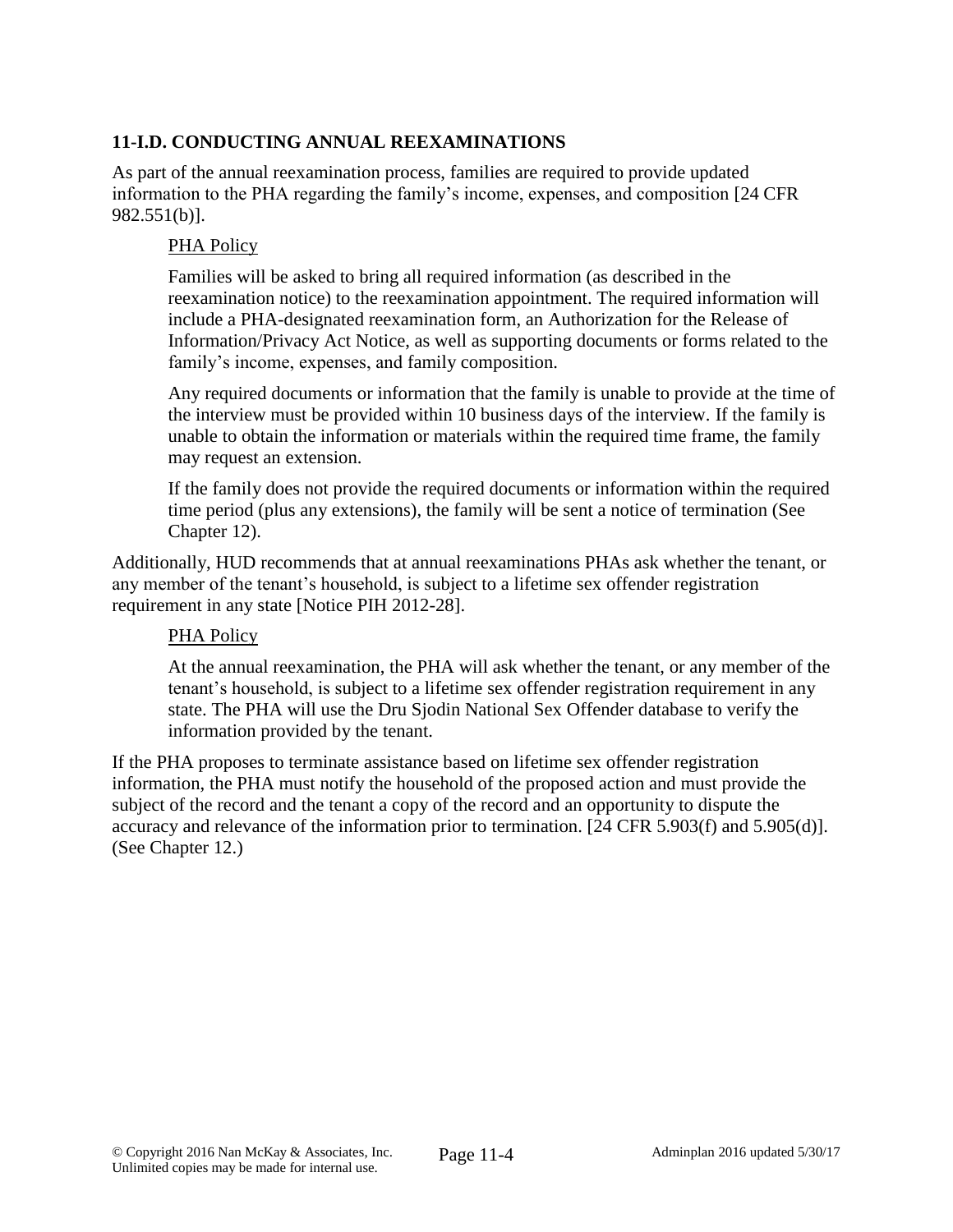## 11-I.D. CONDUCTING ANNUAL REEXAMINATIONS

As part of the annual reexamination process, families are required to provide updated information to the PHA regarding the family's income, expenses, and composition [24 CFR 982.551(b)].

> PHA Policy
>
> Families will be asked to bring all required information (as described in the reexamination notice) to the reexamination appointment. The required information will include a PHA-designated reexamination form, an Authorization for the Release of Information/Privacy Act Notice, as well as supporting documents or forms related to the family's income, expenses, and family composition.
>
> Any required documents or information that the family is unable to provide at the time of the interview must be provided within 10 business days of the interview. If the family is unable to obtain the information or materials within the required time frame, the family may request an extension.
>
> If the family does not provide the required documents or information within the required time period (plus any extensions), the family will be sent a notice of termination (See Chapter 12).

Additionally, HUD recommends that at annual reexaminations PHAs ask whether the tenant, or any member of the tenant's household, is subject to a lifetime sex offender registration requirement in any state [Notice PIH 2012-28].

> PHA Policy
>
> At the annual reexamination, the PHA will ask whether the tenant, or any member of the tenant's household, is subject to a lifetime sex offender registration requirement in any state. The PHA will use the Dru Sjodin National Sex Offender database to verify the information provided by the tenant.

If the PHA proposes to terminate assistance based on lifetime sex offender registration information, the PHA must notify the household of the proposed action and must provide the subject of the record and the tenant a copy of the record and an opportunity to dispute the accuracy and relevance of the information prior to termination. [24 CFR 5.903(f) and 5.905(d)]. (See Chapter 12.)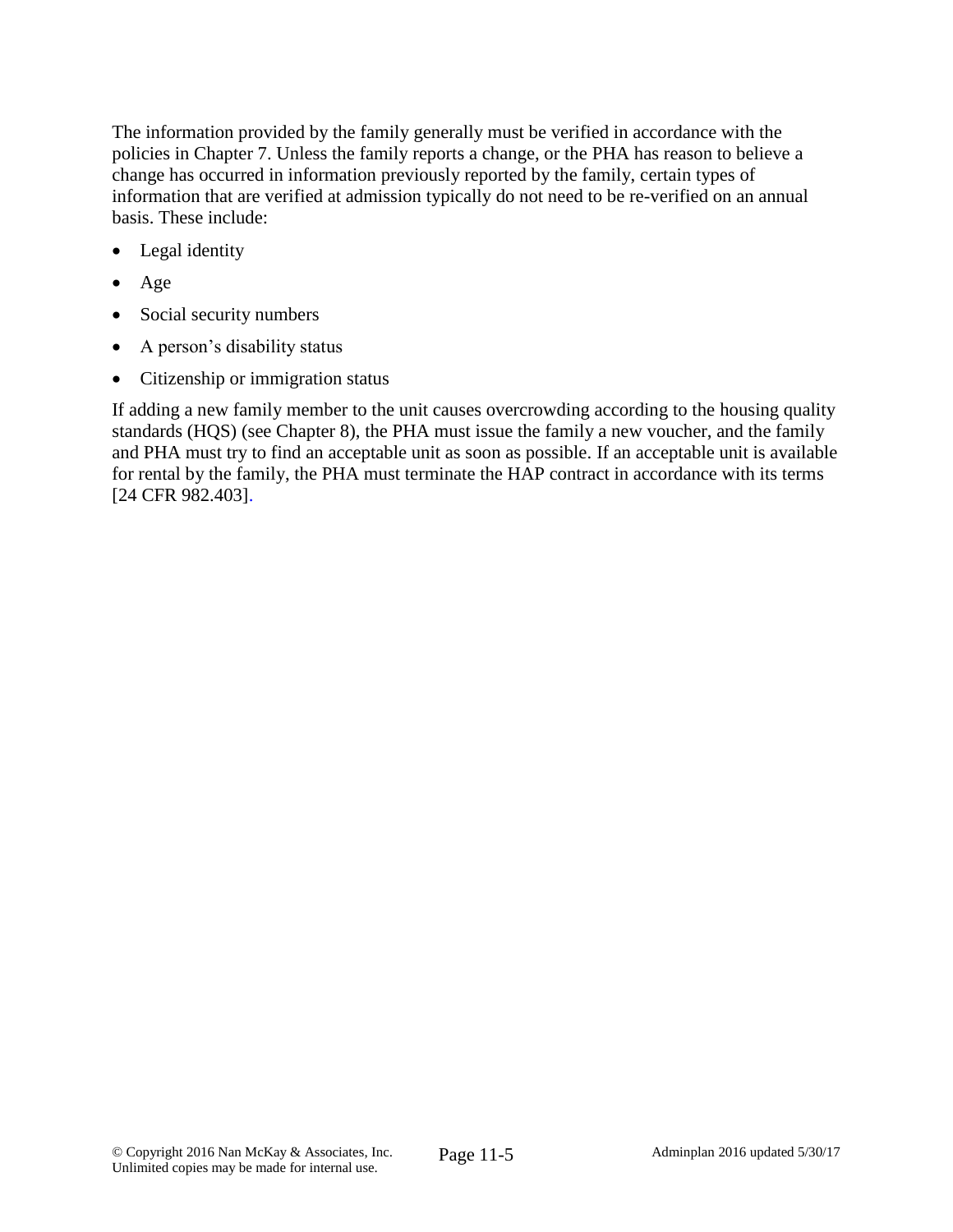The information provided by the family generally must be verified in accordance with the policies in Chapter 7. Unless the family reports a change, or the PHA has reason to believe a change has occurred in information previously reported by the family, certain types of information that are verified at admission typically do not need to be re-verified on an annual basis. These include:

- Legal identity
- Age
- Social security numbers
- A person's disability status
- Citizenship or immigration status

If adding a new family member to the unit causes overcrowding according to the housing quality standards (HQS) (see Chapter 8), the PHA must issue the family a new voucher, and the family and PHA must try to find an acceptable unit as soon as possible. If an acceptable unit is available for rental by the family, the PHA must terminate the HAP contract in accordance with its terms [24 CFR 982.403].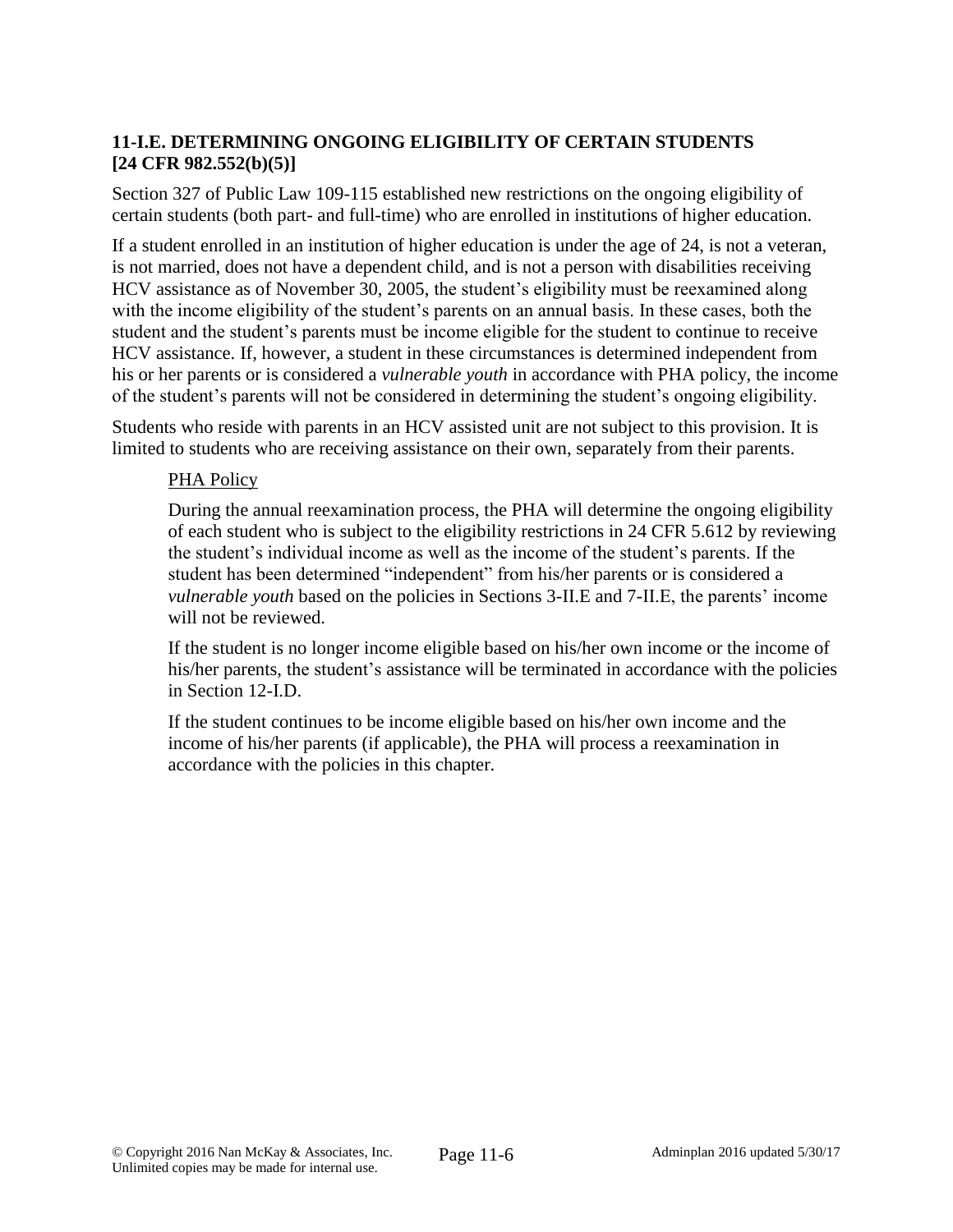### 11-I.E. DETERMINING ONGOING ELIGIBILITY OF CERTAIN STUDENTS [24 CFR 982.552(b)(5)]

Section 327 of Public Law 109-115 established new restrictions on the ongoing eligibility of certain students (both part- and full-time) who are enrolled in institutions of higher education.

If a student enrolled in an institution of higher education is under the age of 24, is not a veteran, is not married, does not have a dependent child, and is not a person with disabilities receiving HCV assistance as of November 30, 2005, the student's eligibility must be reexamined along with the income eligibility of the student's parents on an annual basis. In these cases, both the student and the student's parents must be income eligible for the student to continue to receive HCV assistance. If, however, a student in these circumstances is determined independent from his or her parents or is considered a *vulnerable youth* in accordance with PHA policy, the income of the student's parents will not be considered in determining the student's ongoing eligibility.

Students who reside with parents in an HCV assisted unit are not subject to this provision. It is limited to students who are receiving assistance on their own, separately from their parents.

PHA Policy

During the annual reexamination process, the PHA will determine the ongoing eligibility of each student who is subject to the eligibility restrictions in 24 CFR 5.612 by reviewing the student's individual income as well as the income of the student's parents. If the student has been determined "independent" from his/her parents or is considered a *vulnerable youth* based on the policies in Sections 3-II.E and 7-II.E, the parents' income will not be reviewed.

If the student is no longer income eligible based on his/her own income or the income of his/her parents, the student's assistance will be terminated in accordance with the policies in Section 12-I.D.

If the student continues to be income eligible based on his/her own income and the income of his/her parents (if applicable), the PHA will process a reexamination in accordance with the policies in this chapter.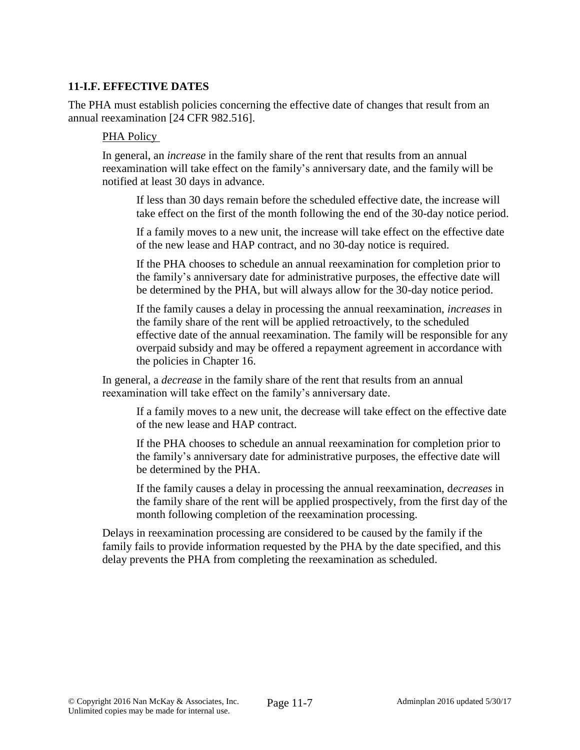### 11-I.F. EFFECTIVE DATES

The PHA must establish policies concerning the effective date of changes that result from an annual reexamination [24 CFR 982.516].

PHA Policy

In general, an *increase* in the family share of the rent that results from an annual reexamination will take effect on the family's anniversary date, and the family will be notified at least 30 days in advance.

If less than 30 days remain before the scheduled effective date, the increase will take effect on the first of the month following the end of the 30-day notice period.

If a family moves to a new unit, the increase will take effect on the effective date of the new lease and HAP contract, and no 30-day notice is required.

If the PHA chooses to schedule an annual reexamination for completion prior to the family's anniversary date for administrative purposes, the effective date will be determined by the PHA, but will always allow for the 30-day notice period.

If the family causes a delay in processing the annual reexamination, *increases* in the family share of the rent will be applied retroactively, to the scheduled effective date of the annual reexamination. The family will be responsible for any overpaid subsidy and may be offered a repayment agreement in accordance with the policies in Chapter 16.

In general, a *decrease* in the family share of the rent that results from an annual reexamination will take effect on the family's anniversary date.

If a family moves to a new unit, the decrease will take effect on the effective date of the new lease and HAP contract.

If the PHA chooses to schedule an annual reexamination for completion prior to the family's anniversary date for administrative purposes, the effective date will be determined by the PHA.

If the family causes a delay in processing the annual reexamination, d*ecreases* in the family share of the rent will be applied prospectively, from the first day of the month following completion of the reexamination processing.

Delays in reexamination processing are considered to be caused by the family if the family fails to provide information requested by the PHA by the date specified, and this delay prevents the PHA from completing the reexamination as scheduled.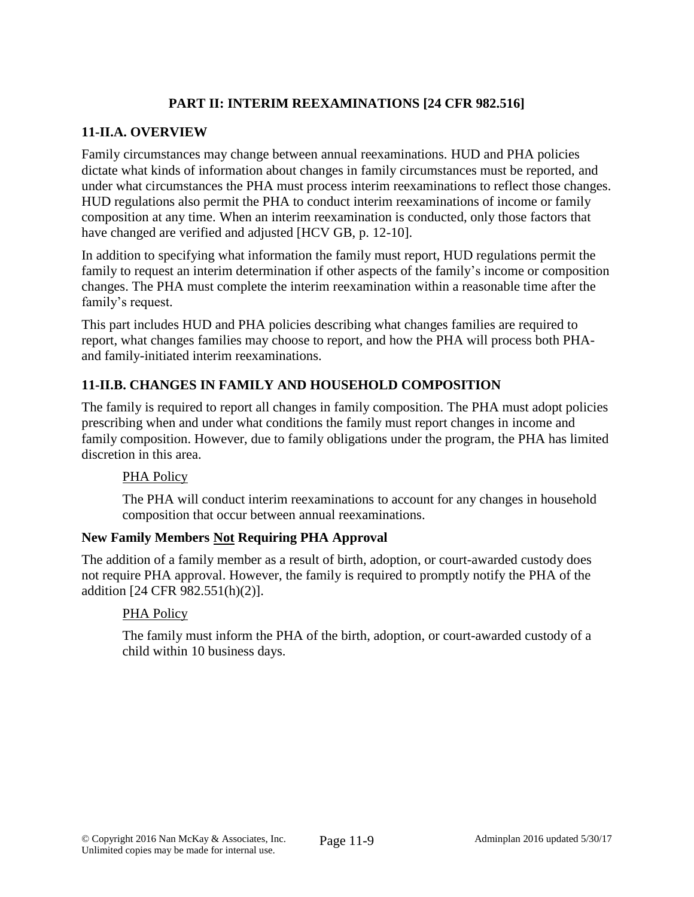## PART II: INTERIM REEXAMINATIONS [24 CFR 982.516]

### 11-II.A. OVERVIEW

Family circumstances may change between annual reexaminations. HUD and PHA policies dictate what kinds of information about changes in family circumstances must be reported, and under what circumstances the PHA must process interim reexaminations to reflect those changes. HUD regulations also permit the PHA to conduct interim reexaminations of income or family composition at any time. When an interim reexamination is conducted, only those factors that have changed are verified and adjusted [HCV GB, p. 12-10].

In addition to specifying what information the family must report, HUD regulations permit the family to request an interim determination if other aspects of the family's income or composition changes. The PHA must complete the interim reexamination within a reasonable time after the family's request.

This part includes HUD and PHA policies describing what changes families are required to report, what changes families may choose to report, and how the PHA will process both PHA- and family-initiated interim reexaminations.

### 11-II.B. CHANGES IN FAMILY AND HOUSEHOLD COMPOSITION

The family is required to report all changes in family composition. The PHA must adopt policies prescribing when and under what conditions the family must report changes in income and family composition. However, due to family obligations under the program, the PHA has limited discretion in this area.

> <u>PHA Policy</u>
>
> The PHA will conduct interim reexaminations to account for any changes in household composition that occur between annual reexaminations.

**New Family Members <u>Not</u> Requiring PHA Approval**

The addition of a family member as a result of birth, adoption, or court-awarded custody does not require PHA approval. However, the family is required to promptly notify the PHA of the addition [24 CFR 982.551(h)(2)].

> <u>PHA Policy</u>
>
> The family must inform the PHA of the birth, adoption, or court-awarded custody of a child within 10 business days.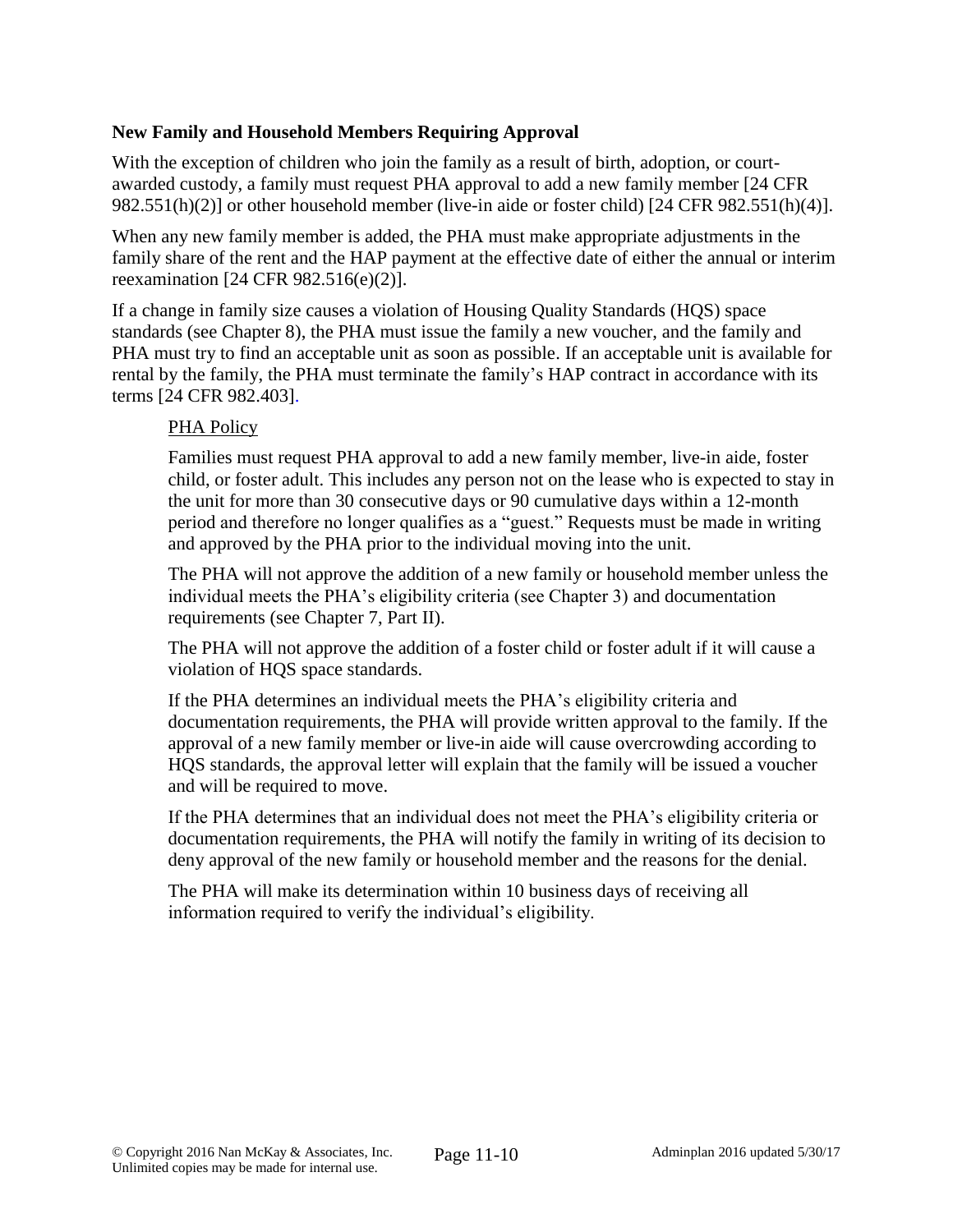### New Family and Household Members Requiring Approval

With the exception of children who join the family as a result of birth, adoption, or court-awarded custody, a family must request PHA approval to add a new family member [24 CFR 982.551(h)(2)] or other household member (live-in aide or foster child) [24 CFR 982.551(h)(4)].

When any new family member is added, the PHA must make appropriate adjustments in the family share of the rent and the HAP payment at the effective date of either the annual or interim reexamination [24 CFR 982.516(e)(2)].

If a change in family size causes a violation of Housing Quality Standards (HQS) space standards (see Chapter 8), the PHA must issue the family a new voucher, and the family and PHA must try to find an acceptable unit as soon as possible. If an acceptable unit is available for rental by the family, the PHA must terminate the family's HAP contract in accordance with its terms [24 CFR 982.403].

<u>PHA Policy</u>

Families must request PHA approval to add a new family member, live-in aide, foster child, or foster adult. This includes any person not on the lease who is expected to stay in the unit for more than 30 consecutive days or 90 cumulative days within a 12-month period and therefore no longer qualifies as a "guest." Requests must be made in writing and approved by the PHA prior to the individual moving into the unit.

The PHA will not approve the addition of a new family or household member unless the individual meets the PHA's eligibility criteria (see Chapter 3) and documentation requirements (see Chapter 7, Part II).

The PHA will not approve the addition of a foster child or foster adult if it will cause a violation of HQS standards.

If the PHA determines an individual meets the PHA's eligibility criteria and documentation requirements, the PHA will provide written approval to the family. If the approval of a new family member or live-in aide will cause overcrowding according to HQS standards, the approval letter will explain that the family will be issued a voucher and will be required to move.

If the PHA determines that an individual does not meet the PHA's eligibility criteria or documentation requirements, the PHA will notify the family in writing of its decision to deny approval of the new family or household member and the reasons for the denial.

The PHA will make its determination within 10 business days of receiving all information required to verify the individual's eligibility.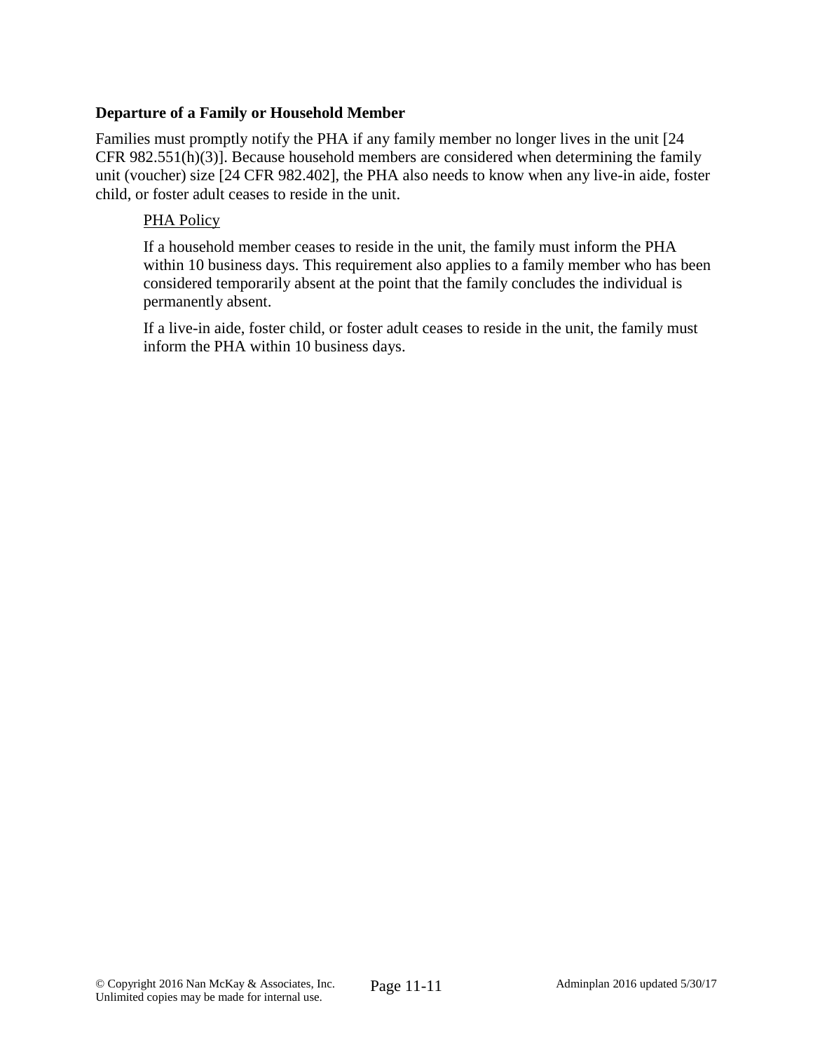**Departure of a Family or Household Member**

Families must promptly notify the PHA if any family member no longer lives in the unit [24 CFR 982.551(h)(3)]. Because household members are considered when determining the family unit (voucher) size [24 CFR 982.402], the PHA also needs to know when any live-in aide, foster child, or foster adult ceases to reside in the unit.

> PHA Policy
>
> If a household member ceases to reside in the unit, the family must inform the PHA within 10 business days. This requirement also applies to a family member who has been considered temporarily absent at the point that the family concludes the individual is permanently absent.
>
> If a live-in aide, foster child, or foster adult ceases to reside in the unit, the family must inform the PHA within 10 business days.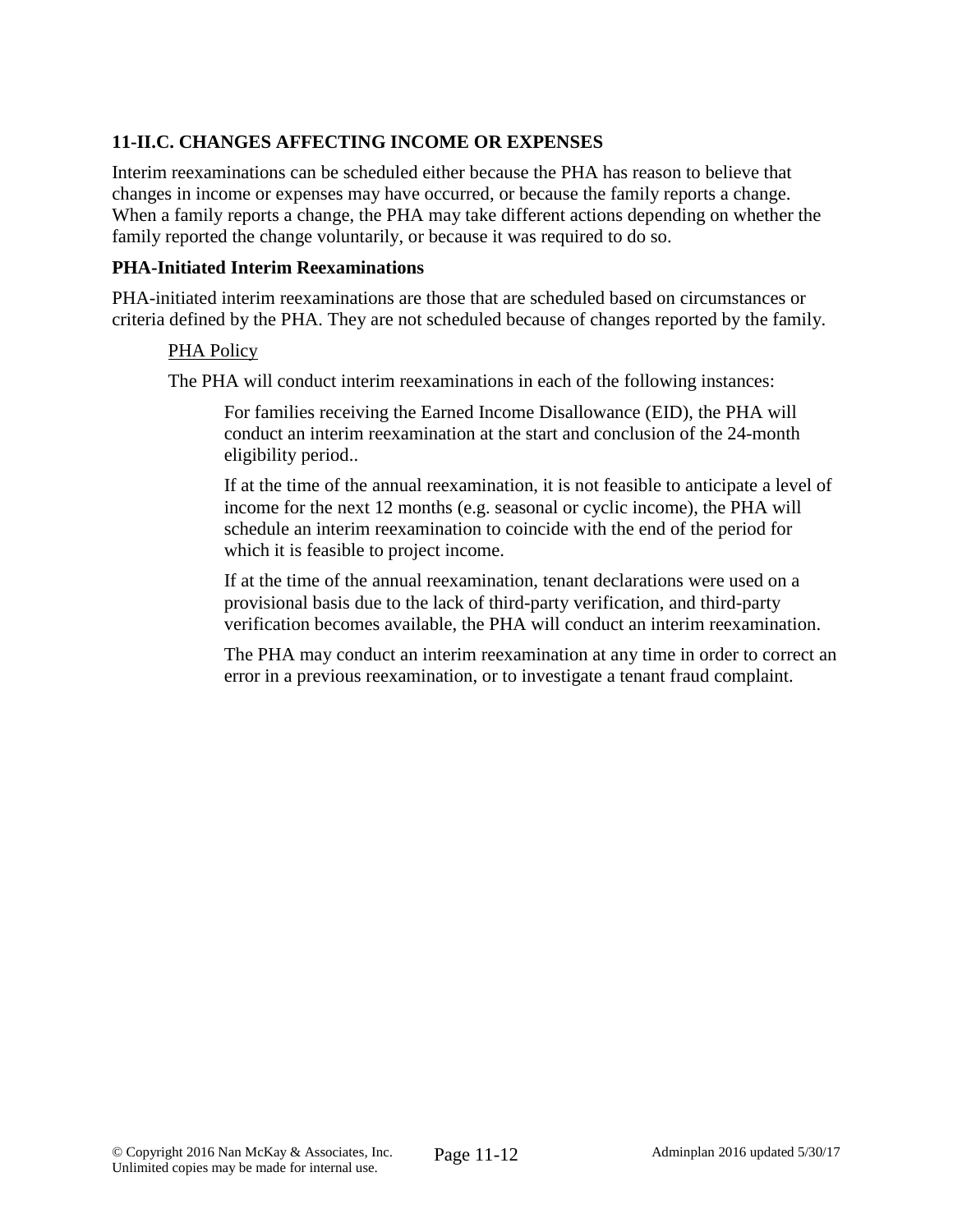### 11-II.C. CHANGES AFFECTING INCOME OR EXPENSES

Interim reexaminations can be scheduled either because the PHA has reason to believe that changes in income or expenses may have occurred, or because the family reports a change. When a family reports a change, the PHA may take different actions depending on whether the family reported the change voluntarily, or because it was required to do so.

#### PHA-Initiated Interim Reexaminations

PHA-initiated interim reexaminations are those that are scheduled based on circumstances or criteria defined by the PHA. They are not scheduled because of changes reported by the family.

<u>PHA Policy</u>

The PHA will conduct interim reexaminations in each of the following instances:

For families receiving the Earned Income Disallowance (EID), the PHA will conduct an interim reexamination at the start and conclusion of the 24-month eligibility period..

If at the time of the annual reexamination, it is not feasible to anticipate a level of income for the next 12 months (e.g. seasonal or cyclic income), the PHA will schedule an interim reexamination to coincide with the end of the period for which it is feasible to project income.

If at the time of the annual reexamination, tenant declarations were used on a provisional basis due to the lack of third-party verification, and third-party verification becomes available, the PHA will conduct an interim reexamination.

The PHA may conduct an interim reexamination at any time in order to correct an error in a previous reexamination, or to investigate a tenant fraud complaint.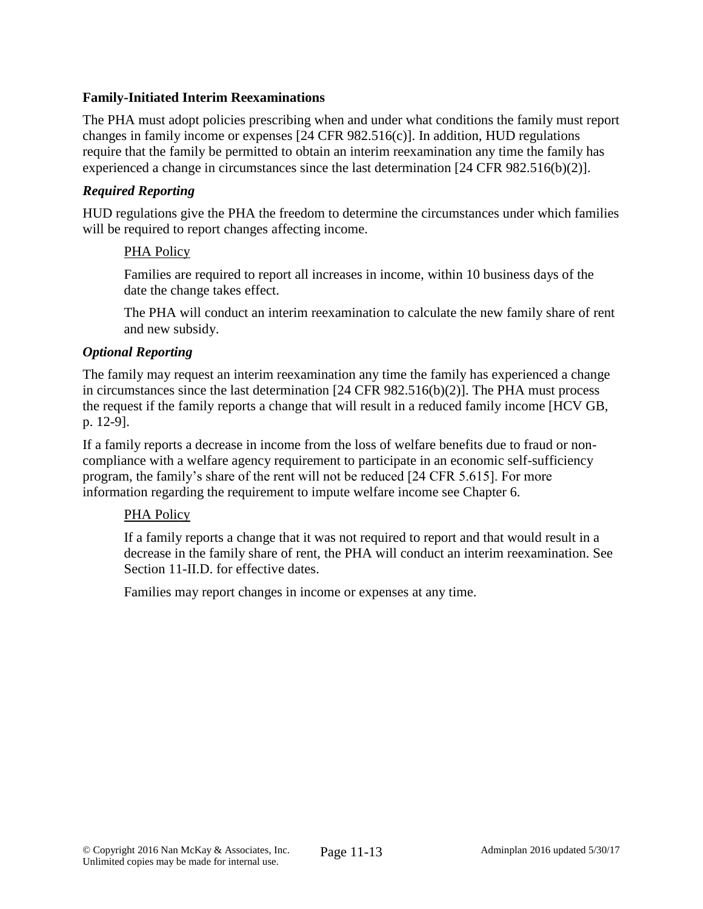**Family-Initiated Interim Reexaminations**

The PHA must adopt policies prescribing when and under what conditions the family must report changes in family income or expenses [24 CFR 982.516(c)]. In addition, HUD regulations require that the family be permitted to obtain an interim reexamination any time the family has experienced a change in circumstances since the last determination [24 CFR 982.516(b)(2)].

***Required Reporting***

HUD regulations give the PHA the freedom to determine the circumstances under which families will be required to report changes affecting income.

> PHA Policy
>
> Families are required to report all increases in income, within 10 business days of the date the change takes effect.
>
> The PHA will conduct an interim reexamination to calculate the new family share of rent and new subsidy.

***Optional Reporting***

The family may request an interim reexamination any time the family has experienced a change in circumstances since the last determination [24 CFR 982.516(b)(2)]. The PHA must process the request if the family reports a change that will result in a reduced family income [HCV GB, p. 12-9].

If a family reports a decrease in income from the loss of welfare benefits due to fraud or non-compliance with a welfare agency requirement to participate in an economic self-sufficiency program, the family's share of the rent will not be reduced [24 CFR 5.615]. For more information regarding the requirement to impute welfare income see Chapter 6.

> PHA Policy
>
> If a family reports a change that it was not required to report and that would result in a decrease in the family share of rent, the PHA will conduct an interim reexamination. See Section 11-II.D. for effective dates.
>
> Families may report changes in income or expenses at any time.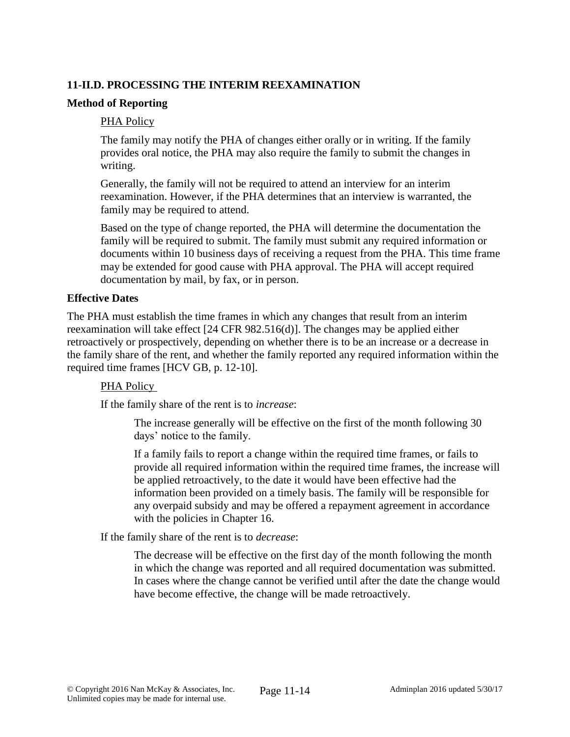## 11-II.D. PROCESSING THE INTERIM REEXAMINATION

### Method of Reporting

PHA Policy

The family may notify the PHA of changes either orally or in writing. If the family provides oral notice, the PHA may also require the family to submit the changes in writing.

Generally, the family will not be required to attend an interview for an interim reexamination. However, if the PHA determines that an interview is warranted, the family may be required to attend.

Based on the type of change reported, the PHA will determine the documentation the family will be required to submit. The family must submit any required information or documents within 10 business days of receiving a request from the PHA. This time frame may be extended for good cause with PHA approval. The PHA will accept required documentation by mail, by fax, or in person.

### Effective Dates

The PHA must establish the time frames in which any changes that result from an interim reexamination will take effect [24 CFR 982.516(d)]. The changes may be applied either retroactively or prospectively, depending on whether there is to be an increase or a decrease in the family share of the rent, and whether the family reported any required information within the required time frames [HCV GB, p. 12-10].

PHA Policy

If the family share of the rent is to *increase*:

> The increase generally will be effective on the first of the month following 30 days' notice to the family.
>
> If a family fails to report a change within the required time frames, or fails to provide all required information within the required time frames, the increase will be applied retroactively, to the date it would have been effective had the information been provided on a timely basis. The family will be responsible for any overpaid subsidy and may be offered a repayment agreement in accordance with the policies in Chapter 16.

If the family share of the rent is to *decrease*:

> The decrease will be effective on the first day of the month following the month in which the change was reported and all required documentation was submitted. In cases where the change cannot be verified until after the date the change would have become effective, the change will be made retroactively.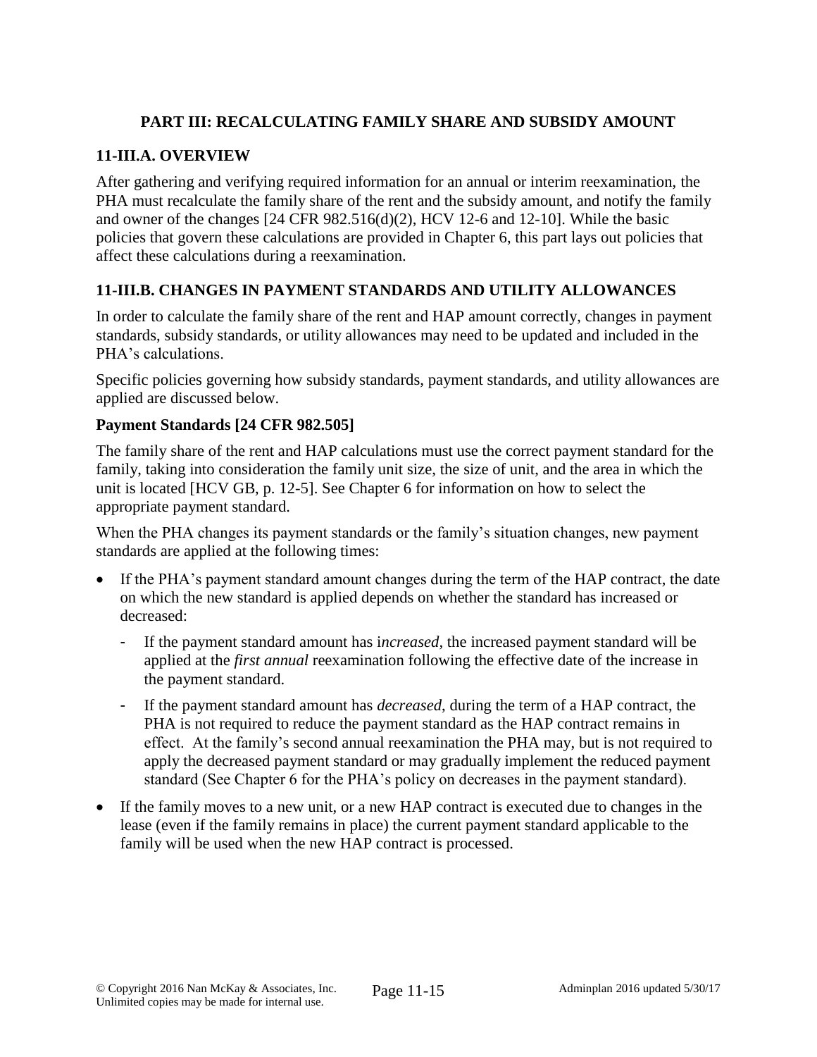## PART III: RECALCULATING FAMILY SHARE AND SUBSIDY AMOUNT

### 11-III.A. OVERVIEW

After gathering and verifying required information for an annual or interim reexamination, the PHA must recalculate the family share of the rent and the subsidy amount, and notify the family and owner of the changes [24 CFR 982.516(d)(2), HCV 12-6 and 12-10]. While the basic policies that govern these calculations are provided in Chapter 6, this part lays out policies that affect these calculations during a reexamination.

### 11-III.B. CHANGES IN PAYMENT STANDARDS AND UTILITY ALLOWANCES

In order to calculate the family share of the rent and HAP amount correctly, changes in payment standards, subsidy standards, or utility allowances may need to be updated and included in the PHA's calculations.

Specific policies governing how subsidy standards, payment standards, and utility allowances are applied are discussed below.

**Payment Standards [24 CFR 982.505]**

The family share of the rent and HAP calculations must use the correct payment standard for the family, taking into consideration the family unit size, the size of unit, and the area in which the unit is located [HCV GB, p. 12-5]. See Chapter 6 for information on how to select the appropriate payment standard.

When the PHA changes its payment standards or the family's situation changes, new payment standards are applied at the following times:

- If the PHA's payment standard amount changes during the term of the HAP contract, the date on which the new standard is applied depends on whether the standard has increased or decreased:
  - If the payment standard amount has i*ncreased*, the increased payment standard will be applied at the *first annual* reexamination following the effective date of the increase in the payment standard.
  - If the payment standard amount has *decreased*, during the term of a HAP contract, the PHA is not required to reduce the payment standard as the HAP contract remains in effect. At the family's second annual reexamination the PHA may, but is not required to apply the decreased payment standard or may gradually implement the reduced payment standard (See Chapter 6 for the PHA's policy on decreases in the payment standard).
- If the family moves to a new unit, or a new HAP contract is executed due to changes in the lease (even if the family remains in place) the current payment standard applicable to the family will be used when the new HAP contract is processed.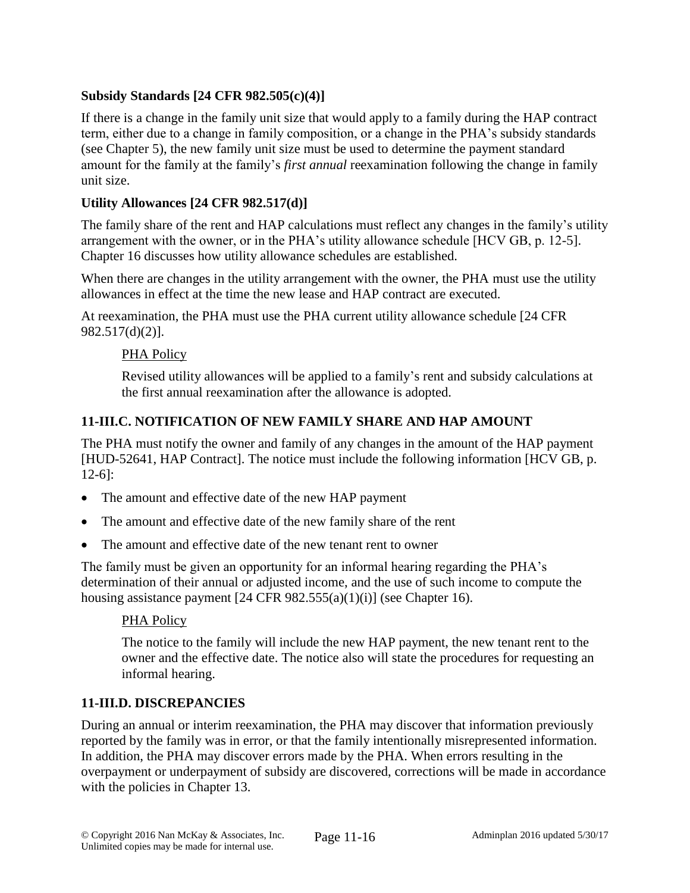### Subsidy Standards [24 CFR 982.505(c)(4)]

If there is a change in the family unit size that would apply to a family during the HAP contract term, either due to a change in family composition, or a change in the PHA's subsidy standards (see Chapter 5), the new family unit size must be used to determine the payment standard amount for the family at the family's *first annual* reexamination following the change in family unit size.

### Utility Allowances [24 CFR 982.517(d)]

The family share of the rent and HAP calculations must reflect any changes in the family's utility arrangement with the owner, or in the PHA's utility allowance schedule [HCV GB, p. 12-5]. Chapter 16 discusses how utility allowance schedules are established.

When there are changes in the utility arrangement with the owner, the PHA must use the utility allowances in effect at the time the new lease and HAP contract are executed.

At reexamination, the PHA must use the PHA current utility allowance schedule [24 CFR 982.517(d)(2)].

> PHA Policy
>
> Revised utility allowances will be applied to a family's rent and subsidy calculations at the first annual reexamination after the allowance is adopted.

## 11-III.C. NOTIFICATION OF NEW FAMILY SHARE AND HAP AMOUNT

The PHA must notify the owner and family of any changes in the amount of the HAP payment [HUD-52641, HAP Contract]. The notice must include the following information [HCV GB, p. 12-6]:

- The amount and effective date of the new HAP payment
- The amount and effective date of the new family share of the rent
- The amount and effective date of the new tenant rent to owner

The family must be given an opportunity for an informal hearing regarding the PHA's determination of their annual or adjusted income, and the use of such income to compute the housing assistance payment [24 CFR 982.555(a)(1)(i)] (see Chapter 16).

> PHA Policy
>
> The notice to the family will include the new HAP payment, the new tenant rent to the owner and the effective date. The notice also will state the procedures for requesting an informal hearing.

## 11-III.D. DISCREPANCIES

During an annual or interim reexamination, the PHA may discover that information previously reported by the family was in error, or that the family intentionally misrepresented information. In addition, the PHA may discover errors made by the PHA. When errors resulting in the overpayment or underpayment of subsidy are discovered, corrections will be made in accordance with the policies in Chapter 13.